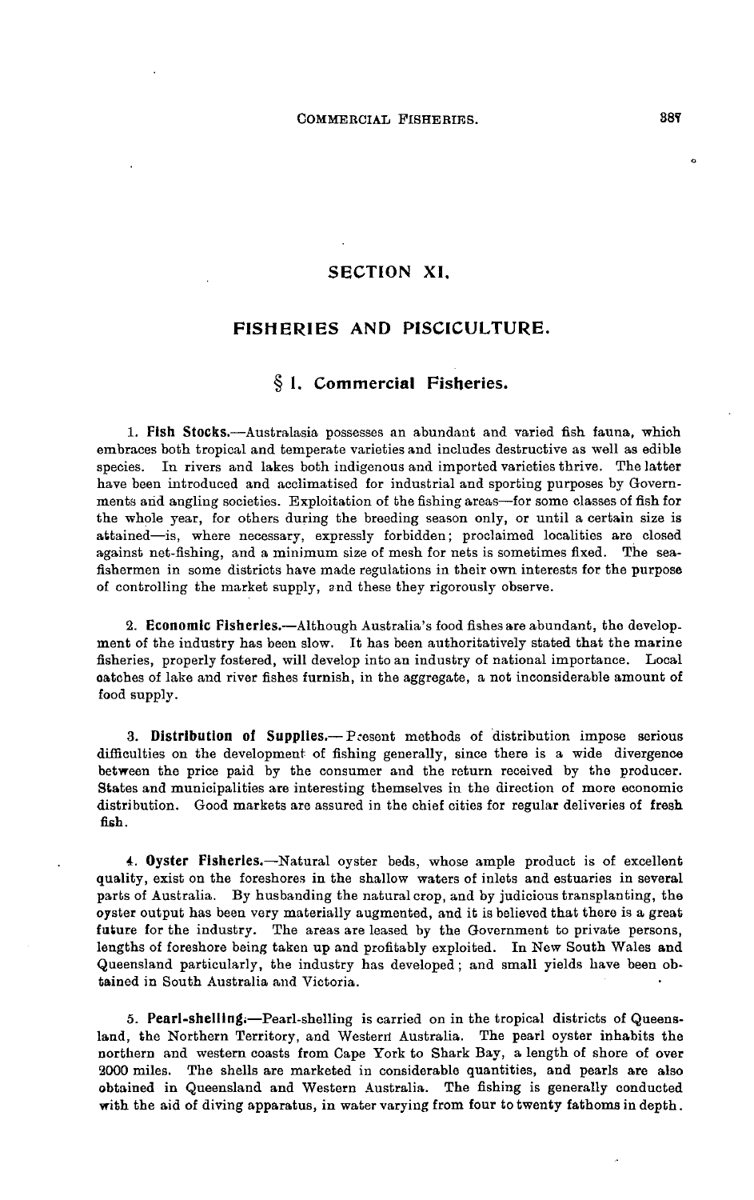# SECTION XI.

# FISHERIES AND PISCICULTURE.

## § 1. Commercial Fisheries.

1. **Fish Stocks.**—Australasia possesses an abundant and varied fish fauna, which embraces both tropical and temperate varieties and includes destructive as well as edible species. In rivers and lakes both indigenous and imported varieties thrive. The latter have been introduced and acclimatised for industrial and sporting purposes by Governments and angling societies. Exploitation of the fishing areas—for some classes of fish for the whole year, for others during the breeding season only, or until a certain size is attained—is, where necessary, expressly forbidden; proclaimed localities are closed against net-fishing, and a minimum size of mesh for nets is sometimes fixed. The sea-fishermen in some districts have made regulations in their own interests for the purpose of controlling the market supply, and these they rigorously observe.

2. **Economic Fisheries.**—Although Australia's food fishes are abundant, the development of the industry has been slow. It has been authoritatively stated that the marine fisheries, properly fostered, will develop into an industry of national importance. Local catches of lake and river fishes furnish, in the aggregate, a not inconsiderable amount of food supply.

3. **Distribution of Supplies.**— Present methods of distribution impose serious difficulties on the development of fishing generally, since there is a wide divergence between the price paid by the consumer and the return received by the producer. States and municipalities are interesting themselves in the direction of more economic distribution. Good markets are assured in the chief cities for regular deliveries of fresh fish.

4. **Oyster Fisheries.**—Natural oyster beds, whose ample product is of excellent quality, exist on the foreshores in the shallow waters of inlets and estuaries in several parts of Australia. By husbanding the natural crop, and by judicious transplanting, the oyster output has been very materially augmented, and it is believed that there is a great future for the industry. The areas are leased by the Government to private persons, lengths of foreshore being taken up and profitably exploited. In New South Wales and Queensland particularly, the industry has developed; and small yields have been obtained in South Australia and Victoria.

5. **Pearl-shelling.**—Pearl-shelling is carried on in the tropical districts of Queensland, the Northern Territory, and Western Australia. The pearl oyster inhabits the northern and western coasts from Cape York to Shark Bay, a length of shore of over 2000 miles. The shells are marketed in considerable quantities, and pearls are also obtained in Queensland and Western Australia. The fishing is generally conducted with the aid of diving apparatus, in water varying from four to twenty fathoms in depth.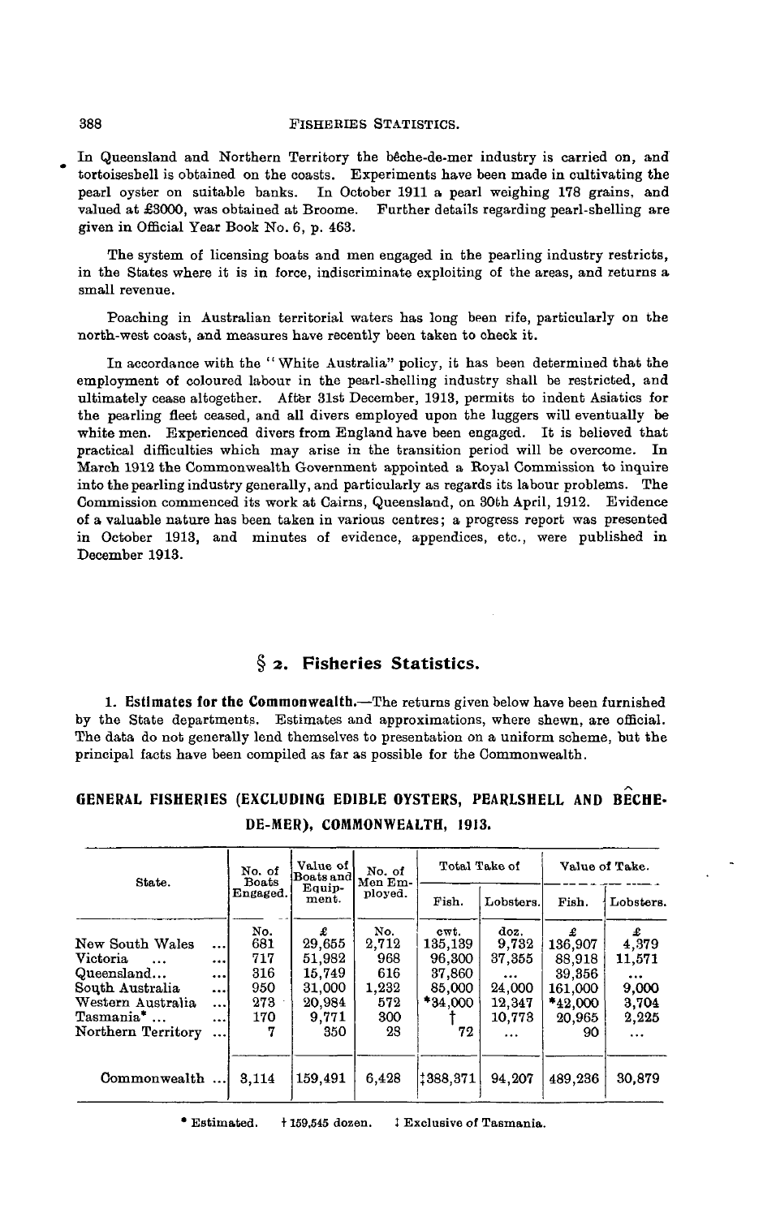In Queensland and Northern Territory the bêche-de-mer industry is carried on, and tortoiseshell is obtained on the coasts. Experiments have been made in cultivating the pearl oyster on suitable banks. In October 1911 a pearl weighing 178 grains, and valued at £3000, was obtained at Broome. Further details regarding pearl-shelling are given in Official Year Book No. 6, p. 463.

The system of licensing boats and men engaged in the pearling industry restricts, in the States where it is in force, indiscriminate exploiting of the areas, and returns a small revenue.

Poaching in Australian territorial waters has long been rife, particularly on the north-west coast, and measures have recently been taken to check it.

In accordance with the "White Australia" policy, it has been determined that the employment of coloured labour in the pearl-shelling industry shall be restricted, and ultimately cease altogether. After 31st December, 1913, permits to indent Asiatics for the pearling fleet ceased, and all divers employed upon the luggers will eventually be white men. Experienced divers from England have been engaged. It is believed that practical difficulties which may arise in the transition period will be overcome. In March 1912 the Commonwealth Government appointed a Royal Commission to inquire into the pearling industry generally, and particularly as regards its labour problems. The Commission commenced its work at Cairns, Queensland, on 30th April, 1912. Evidence of a valuable nature has been taken in various centres; a progress report was presented in October 1913, and minutes of evidence, appendices, etc., were published in December 1913.

## § 2. Fisheries Statistics.

**1. Estimates for the Commonwealth.**—The returns given below have been furnished by the State departments. Estimates and approximations, where shewn, are official. The data do not generally lend themselves to presentation on a uniform scheme, but the principal facts have been compiled as far as possible for the Commonwealth.

### GENERAL FISHERIES (EXCLUDING EDIBLE OYSTERS, PEARLSHELL AND BÊCHE-DE-MER), COMMONWEALTH, 1913.

| State. | No. of Boats Engaged. | Value of Boats and Equipment. | No. of Men Employed. | Total Take of | | Value of Take. | |
|---|---|---|---|---|---|---|---|
| | | | | Fish. | Lobsters. | Fish. | Lobsters. |
| | No. | £ | No. | cwt. | doz. | £ | £ |
| New South Wales ... | 681 | 29,655 | 2,712 | 135,139 | 9,732 | 136,907 | 4,379 |
| Victoria ... ... | 717 | 51,982 | 968 | 96,300 | 37,355 | 88,918 | 11,571 |
| Queensland... ... | 316 | 15,749 | 616 | 37,860 | ... | 39,356 | ... |
| South Australia ... | 950 | 31,000 | 1,232 | 85,000 | 24,000 | 161,000 | 9,000 |
| Western Australia ... | 273 | 20,984 | 572 | *34,000 | 12,347 | *42,000 | 3,704 |
| Tasmania* ... ... | 170 | 9,771 | 300 | † | 10,773 | 20,965 | 2,225 |
| Northern Territory ... | 7 | 350 | 28 | 72 | ... | 90 | ... |
| Commonwealth ... | 3,114 | 159,491 | 6,428 | ‡388,371 | 94,207 | 489,236 | 30,879 |

\* Estimated. † 159,545 dozen. ‡ Exclusive of Tasmania.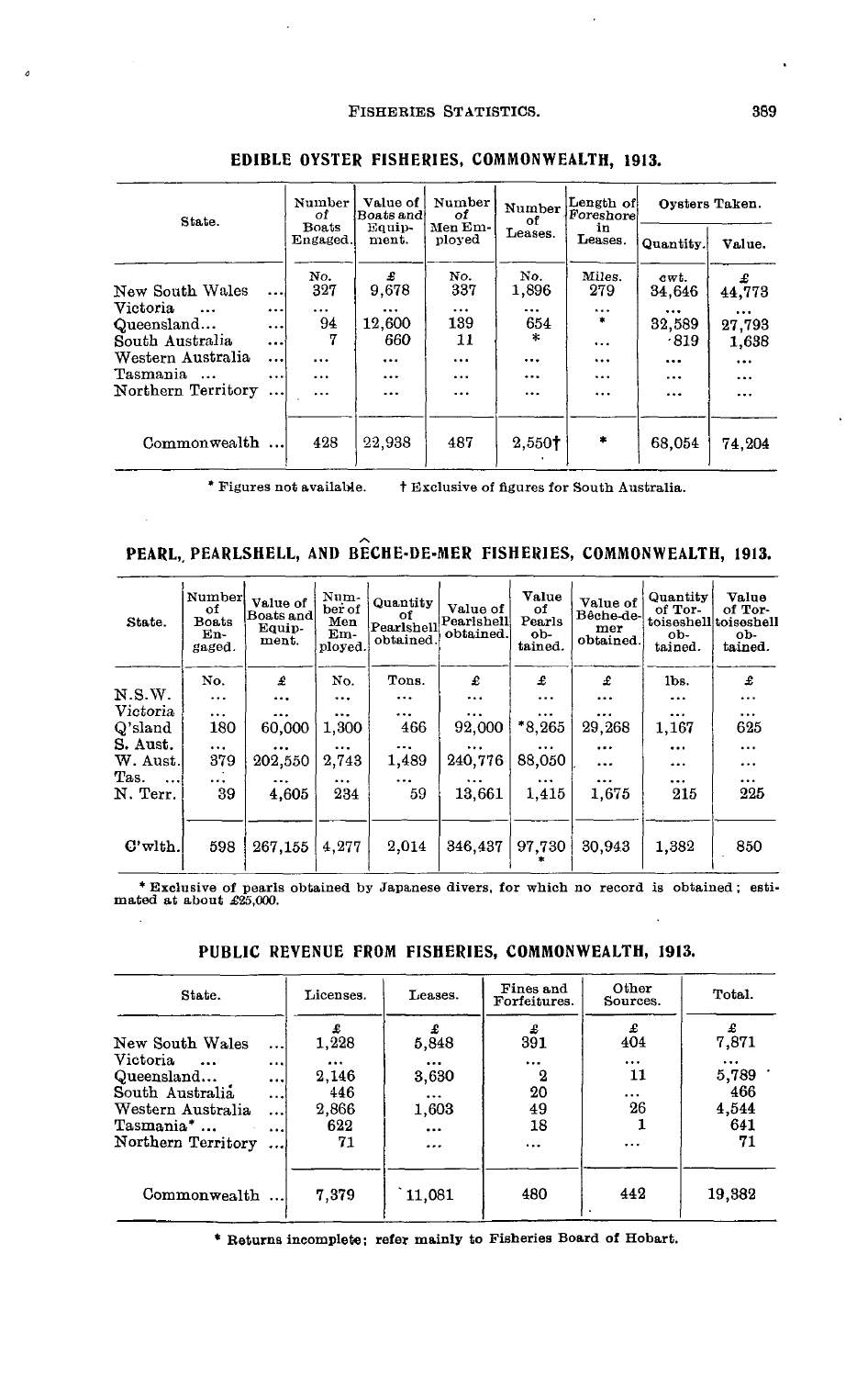## EDIBLE OYSTER FISHERIES, COMMONWEALTH, 1913.

| State. | Number of Boats Engaged. | Value of Boats and Equipment. | Number of Men Employed | Number of Leases. | Length of Foreshore in Leases. | Oysters Taken. | |
|---|---|---|---|---|---|---|---|
| | | | | | | Quantity. | Value. |
| | No. | £ | No. | No. | Miles. | cwt. | £ |
| New South Wales ... | 327 | 9,678 | 337 | 1,896 | 279 | 34,646 | 44,773 |
| Victoria ... ... | ... | ... | ... | ... | ... | ... | ... |
| Queensland... ... | 94 | 12,600 | 139 | 654 | * | 32,589 | 27,793 |
| South Australia ... | 7 | 660 | 11 | * | ... | ·819 | 1,638 |
| Western Australia ... | ... | ... | ... | ... | ... | ... | ... |
| Tasmania ... ... | ... | ... | ... | ... | ... | ... | ... |
| Northern Territory ... | ... | ... | ... | ... | ... | ... | ... |
| Commonwealth ... | 428 | 22,938 | 487 | 2,550† | * | 68,054 | 74,204 |

\* Figures not available. † Exclusive of figures for South Australia.

## PEARL, PEARLSHELL, AND BÊCHE-DE-MER FISHERIES, COMMONWEALTH, 1913.

| State. | Number of Boats Engaged. | Value of Boats and Equipment. | Number of Men Employed. | Quantity of Pearlshell obtained. | Value of Pearlshell obtained. | Value of Pearls obtained. | Value of Bêche-de-mer obtained. | Quantity of Tortoiseshell obtained. | Value of Tortoiseshell obtained. |
|---|---|---|---|---|---|---|---|---|---|
| | No. | £ | No. | Tons. | £ | £ | £ | lbs. | £ |
| N.S.W. | ... | ... | ... | ... | ... | ... | ... | ... | ... |
| Victoria | ... | ... | ... | ... | ... | ... | ... | ... | ... |
| Q'sland | 180 | 60,000 | 1,300 | 466 | 92,000 | *8,265 | 29,268 | 1,167 | 625 |
| S. Aust. | ... | ... | ... | ... | ... | ... | ... | ... | ... |
| W. Aust. | 379 | 202,550 | 2,743 | 1,489 | 240,776 | 88,050 | ... | ... | ... |
| Tas. ... | ... | ... | ... | ... | ... | ... | ... | ... | ... |
| N. Terr. | 39 | 4,605 | 234 | 59 | 13,661 | 1,415 | 1,675 | 215 | 225 |
| C'wlth. | 598 | 267,155 | 4,277 | 2,014 | 346,437 | 97,730* | 30,943 | 1,382 | 850 |

\* Exclusive of pearls obtained by Japanese divers, for which no record is obtained; estimated at about £25,000.

## PUBLIC REVENUE FROM FISHERIES, COMMONWEALTH, 1913.

| State. | Licenses. | Leases. | Fines and Forfeitures. | Other Sources. | Total. |
|---|---|---|---|---|---|
| | £ | £ | £ | £ | £ |
| New South Wales ... | 1,228 | 5,848 | 391 | 404 | 7,871 |
| Victoria ... ... | ... | ... | ... | ... | ... |
| Queensland... ... | 2,146 | 3,630 | 2 | 11 | 5,789 |
| South Australia ... | 446 | ... | 20 | ... | 466 |
| Western Australia ... | 2,866 | 1,603 | 49 | 26 | 4,544 |
| Tasmania* ... ... | 622 | ... | 18 | 1 | 641 |
| Northern Territory ... | 71 | ... | ... | ... | 71 |
| Commonwealth ... | 7,379 | 11,081 | 480 | 442 | 19,382 |

\* Returns incomplete; refer mainly to Fisheries Board of Hobart.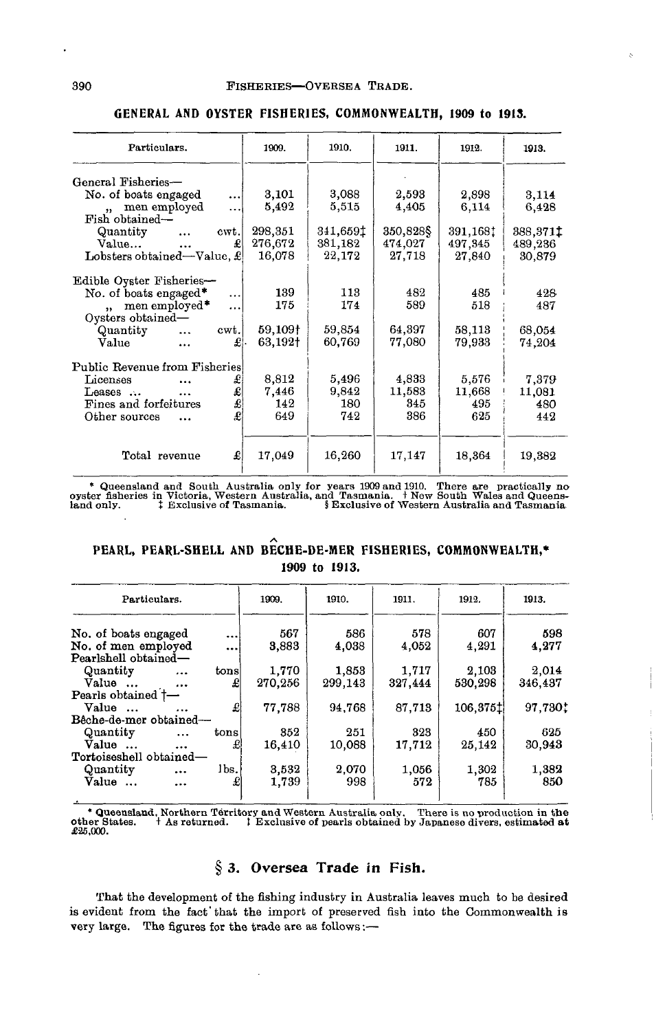### GENERAL AND OYSTER FISHERIES, COMMONWEALTH, 1909 to 1913.

| Particulars. | | 1909. | 1910. | 1911. | 1912. | 1913. |
|---|---|---|---|---|---|---|
| General Fisheries— | | | | | | |
| No. of boats engaged | ... | 3,101 | 3,088 | 2,593 | 2,898 | 3,114 |
| " men employed | ... | 5,492 | 5,515 | 4,405 | 6,114 | 6,428 |
| Fish obtained— | | | | | | |
| Quantity ... | cwt. | 298,351 | 341,659‡ | 350,828§ | 391,168‡ | 388,371‡ |
| Value... ... | £ | 276,672 | 381,182 | 474,027 | 497,345 | 489,236 |
| Lobsters obtained—Value, | £ | 16,078 | 22,172 | 27,718 | 27,840 | 30,879 |
| Edible Oyster Fisheries— | | | | | | |
| No. of boats engaged* | ... | 139 | 113 | 482 | 485 | 428 |
| " men employed* | ... | 175 | 174 | 589 | 518 | 487 |
| Oysters obtained— | | | | | | |
| Quantity ... | cwt. | 59,109† | 59,854 | 64,397 | 58,113 | 68,054 |
| Value ... | £ | 63,192† | 60,769 | 77,080 | 79,933 | 74,204 |
| Public Revenue from Fisheries | | | | | | |
| Licenses ... | £ | 8,812 | 5,496 | 4,833 | 5,576 | 7,379 |
| Leases ... ... | £ | 7,446 | 9,842 | 11,583 | 11,668 | 11,081 |
| Fines and forfeitures | £ | 142 | 180 | 345 | 495 | 480 |
| Other sources ... | £ | 649 | 742 | 386 | 625 | 442 |
| Total revenue | £ | 17,049 | 16,260 | 17,147 | 18,364 | 19,382 |

* Queensland and South Australia only for years 1909 and 1910. There are practically no oyster fisheries in Victoria, Western Australia, and Tasmania. † New South Wales and Queensland only. ‡ Exclusive of Tasmania. § Exclusive of Western Australia and Tasmania.

### PEARL, PEARL-SHELL AND BÊCHE-DE-MER FISHERIES, COMMONWEALTH,* 1909 to 1913.

| Particulars. | | 1909. | 1910. | 1911. | 1912. | 1913. |
|---|---|---|---|---|---|---|
| No. of boats engaged | ... | 567 | 586 | 578 | 607 | 598 |
| No. of men employed | ... | 3,883 | 4,038 | 4,052 | 4,291 | 4,277 |
| Pearlshell obtained— | | | | | | |
| Quantity ... | tons | 1,770 | 1,853 | 1,717 | 2,103 | 2,014 |
| Value ... ... | £ | 270,256 | 299,143 | 327,444 | 530,298 | 346,437 |
| Pearls obtained †— | | | | | | |
| Value ... ... | £ | 77,788 | 94,768 | 87,713 | 106,375‡ | 97,730‡ |
| Bêche-de-mer obtained— | | | | | | |
| Quantity ... | tons | 352 | 251 | 323 | 450 | 625 |
| Value ... ... | £ | 16,410 | 10,088 | 17,712 | 25,142 | 30,943 |
| Tortoiseshell obtained— | | | | | | |
| Quantity ... | lbs. | 3,532 | 2,070 | 1,056 | 1,302 | 1,382 |
| Value ... ... | £ | 1,739 | 998 | 572 | 785 | 850 |

* Queensland, Northern Territory and Western Australia only. There is no production in the other States. † As returned. ‡ Exclusive of pearls obtained by Japanese divers, estimated at £25,000.

## § 3. Oversea Trade in Fish.

That the development of the fishing industry in Australia leaves much to be desired is evident from the fact that the import of preserved fish into the Commonwealth is very large. The figures for the trade are as follows:—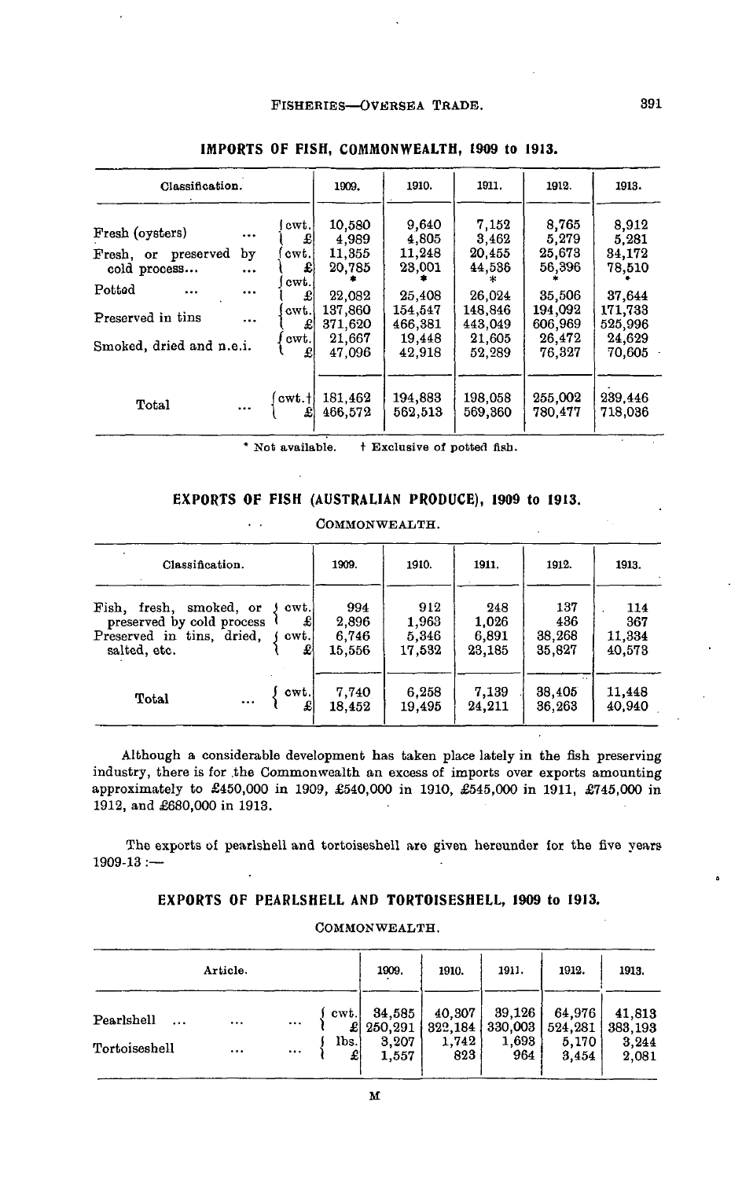## IMPORTS OF FISH, COMMONWEALTH, 1909 to 1913.

| Classification. | | 1909. | 1910. | 1911. | 1912. | 1913. |
|---|---|---|---|---|---|---|
| Fresh (oysters) ... | cwt. | 10,580 | 9,640 | 7,152 | 8,765 | 8,912 |
| | £ | 4,989 | 4,805 | 3,462 | 5,279 | 5,281 |
| Fresh, or preserved by cold process... | cwt. | 11,355 | 11,248 | 20,455 | 25,673 | 34,172 |
| | £ | 20,785 | 23,001 | 44,536 | 56,396 | 78,510 |
| Potted ... | cwt. | * | * | * | * | * |
| | £ | 22,082 | 25,408 | 26,024 | 35,506 | 37,644 |
| Preserved in tins ... | cwt. | 137,860 | 154,547 | 148,846 | 194,092 | 171,733 |
| | £ | 371,620 | 466,381 | 443,049 | 606,969 | 525,996 |
| Smoked, dried and n.e.i. | cwt. | 21,667 | 19,448 | 21,605 | 26,472 | 24,629 |
| | £ | 47,096 | 42,918 | 52,289 | 76,327 | 70,605 |
| Total ... | cwt.† | 181,462 | 194,883 | 198,058 | 255,002 | 239,446 |
| | £ | 466,572 | 562,513 | 569,360 | 780,477 | 718,036 |

\* Not available. † Exclusive of potted fish.

## EXPORTS OF FISH (AUSTRALIAN PRODUCE), 1909 to 1913.

COMMONWEALTH.

| Classification. | | 1909. | 1910. | 1911. | 1912. | 1913. |
|---|---|---|---|---|---|---|
| Fish, fresh, smoked, or preserved by cold process | cwt. | 994 | 912 | 248 | 137 | 114 |
| | £ | 2,896 | 1,963 | 1,026 | 436 | 367 |
| Preserved in tins, dried, salted, etc. | cwt. | 6,746 | 5,346 | 6,891 | 38,268 | 11,334 |
| | £ | 15,556 | 17,532 | 23,185 | 35,827 | 40,573 |
| Total ... | cwt. | 7,740 | 6,258 | 7,139 | 38,405 | 11,448 |
| | £ | 18,452 | 19,495 | 24,211 | 36,263 | 40,940 |

Although a considerable development has taken place lately in the fish preserving industry, there is for the Commonwealth an excess of imports over exports amounting approximately to £450,000 in 1909, £540,000 in 1910, £545,000 in 1911, £745,000 in 1912, and £680,000 in 1913.

The exports of pearlshell and tortoiseshell are given hereunder for the five years 1909-13 :—

## EXPORTS OF PEARLSHELL AND TORTOISESHELL, 1909 to 1913.

COMMONWEALTH.

| Article. | | 1909. | 1910. | 1911. | 1912. | 1913. |
|---|---|---|---|---|---|---|
| Pearlshell ... ... ... | cwt. | 34,585 | 40,307 | 39,126 | 64,976 | 41,813 |
| | £ | 250,291 | 322,184 | 330,003 | 524,281 | 383,193 |
| Tortoiseshell ... ... | lbs. | 3,207 | 1,742 | 1,693 | 5,170 | 3,244 |
| | £ | 1,557 | 823 | 964 | 3,454 | 2,081 |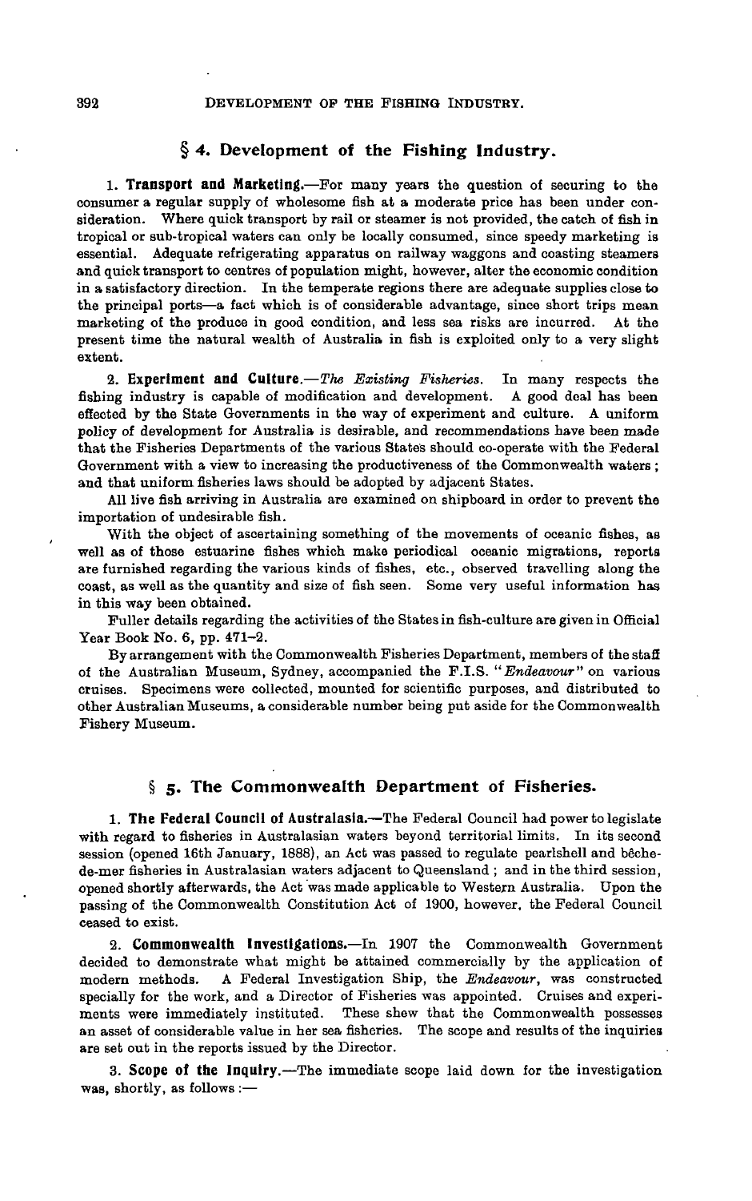## § 4. Development of the Fishing Industry.

1. **Transport and Marketing.**—For many years the question of securing to the consumer a regular supply of wholesome fish at a moderate price has been under consideration. Where quick transport by rail or steamer is not provided, the catch of fish in tropical or sub-tropical waters can only be locally consumed, since speedy marketing is essential. Adequate refrigerating apparatus on railway waggons and coasting steamers and quick transport to centres of population might, however, alter the economic condition in a satisfactory direction. In the temperate regions there are adequate supplies close to the principal ports—a fact which is of considerable advantage, since short trips mean marketing of the produce in good condition, and less sea risks are incurred. At the present time the natural wealth of Australia in fish is exploited only to a very slight extent.

2. **Experiment and Culture.**—*The Existing Fisheries.* In many respects the fishing industry is capable of modification and development. A good deal has been effected by the State Governments in the way of experiment and culture. A uniform policy of development for Australia is desirable, and recommendations have been made that the Fisheries Departments of the various States should co-operate with the Federal Government with a view to increasing the productiveness of the Commonwealth waters; and that uniform fisheries laws should be adopted by adjacent States.

All live fish arriving in Australia are examined on shipboard in order to prevent the importation of undesirable fish.

With the object of ascertaining something of the movements of oceanic fishes, as well as of those estuarine fishes which make periodical oceanic migrations, reports are furnished regarding the various kinds of fishes, etc., observed travelling along the coast, as well as the quantity and size of fish seen. Some very useful information has in this way been obtained.

Fuller details regarding the activities of the States in fish-culture are given in Official Year Book No. 6, pp. 471–2.

By arrangement with the Commonwealth Fisheries Department, members of the staff of the Australian Museum, Sydney, accompanied the F.I.S. "*Endeavour*" on various cruises. Specimens were collected, mounted for scientific purposes, and distributed to other Australian Museums, a considerable number being put aside for the Commonwealth Fishery Museum.

## § 5. The Commonwealth Department of Fisheries.

1. **The Federal Council of Australasia.**—The Federal Council had power to legislate with regard to fisheries in Australasian waters beyond territorial limits. In its second session (opened 16th January, 1888), an Act was passed to regulate pearlshell and bêche-de-mer fisheries in Australasian waters adjacent to Queensland; and in the third session, opened shortly afterwards, the Act was made applicable to Western Australia. Upon the passing of the Commonwealth Constitution Act of 1900, however, the Federal Council ceased to exist.

2. **Commonwealth Investigations.**—In 1907 the Commonwealth Government decided to demonstrate what might be attained commercially by the application of modern methods. A Federal Investigation Ship, the *Endeavour*, was constructed specially for the work, and a Director of Fisheries was appointed. Cruises and experiments were immediately instituted. These shew that the Commonwealth possesses an asset of considerable value in her sea fisheries. The scope and results of the inquiries are set out in the reports issued by the Director.

3. **Scope of the Inquiry.**—The immediate scope laid down for the investigation was, shortly, as follows :—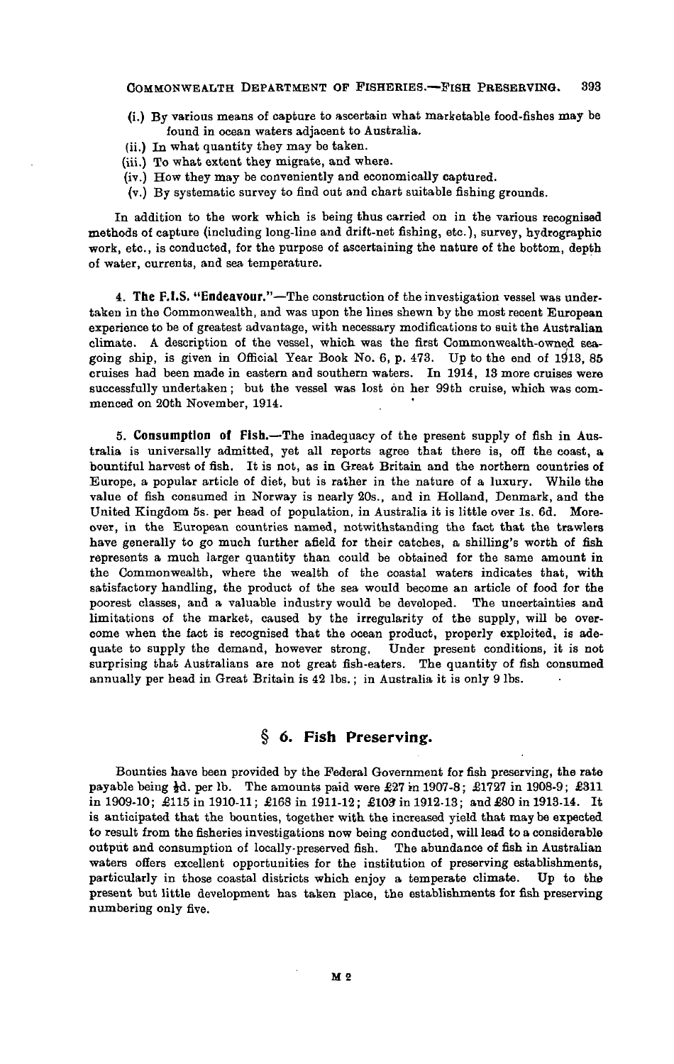(i.) By various means of capture to ascertain what marketable food-fishes may be found in ocean waters adjacent to Australia.

(ii.) In what quantity they may be taken.

(iii.) To what extent they migrate, and where.

(iv.) How they may be conveniently and economically captured.

(v.) By systematic survey to find out and chart suitable fishing grounds.

In addition to the work which is being thus carried on in the various recognised methods of capture (including long-line and drift-net fishing, etc.), survey, hydrographic work, etc., is conducted, for the purpose of ascertaining the nature of the bottom, depth of water, currents, and sea temperature.

4. **The F.I.S. "Endeavour."**—The construction of the investigation vessel was undertaken in the Commonwealth, and was upon the lines shewn by the most recent European experience to be of greatest advantage, with necessary modifications to suit the Australian climate. A description of the vessel, which was the first Commonwealth-owned seagoing ship, is given in Official Year Book No. 6, p. 473. Up to the end of 1913, 85 cruises had been made in eastern and southern waters. In 1914, 13 more cruises were successfully undertaken; but the vessel was lost on her 99th cruise, which was commenced on 20th November, 1914.

5. **Consumption of Fish.**—The inadequacy of the present supply of fish in Australia is universally admitted, yet all reports agree that there is, off the coast, a bountiful harvest of fish. It is not, as in Great Britain and the northern countries of Europe, a popular article of diet, but is rather in the nature of a luxury. While the value of fish consumed in Norway is nearly 20s., and in Holland, Denmark, and the United Kingdom 5s. per head of population, in Australia it is little over 1s. 6d. Moreover, in the European countries named, notwithstanding the fact that the trawlers have generally to go much further afield for their catches, a shilling's worth of fish represents a much larger quantity than could be obtained for the same amount in the Commonwealth, where the wealth of the coastal waters indicates that, with satisfactory handling, the product of the sea would become an article of food for the poorest classes, and a valuable industry would be developed. The uncertainties and limitations of the market, caused by the irregularity of the supply, will be overcome when the fact is recognised that the ocean product, properly exploited, is adequate to supply the demand, however strong. Under present conditions, it is not surprising that Australians are not great fish-eaters. The quantity of fish consumed annually per head in Great Britain is 42 lbs.; in Australia it is only 9 lbs.

## § 6. Fish Preserving.

Bounties have been provided by the Federal Government for fish preserving, the rate payable being ½d. per lb. The amounts paid were £27 in 1907-8; £1727 in 1908-9; £311 in 1909-10; £115 in 1910-11; £168 in 1911-12; £103 in 1912-13; and £80 in 1913-14. It is anticipated that the bounties, together with the increased yield that may be expected to result from the fisheries investigations now being conducted, will lead to a considerable output and consumption of locally-preserved fish. The abundance of fish in Australian waters offers excellent opportunities for the institution of preserving establishments, particularly in those coastal districts which enjoy a temperate climate. Up to the present but little development has taken place, the establishments for fish preserving numbering only five.